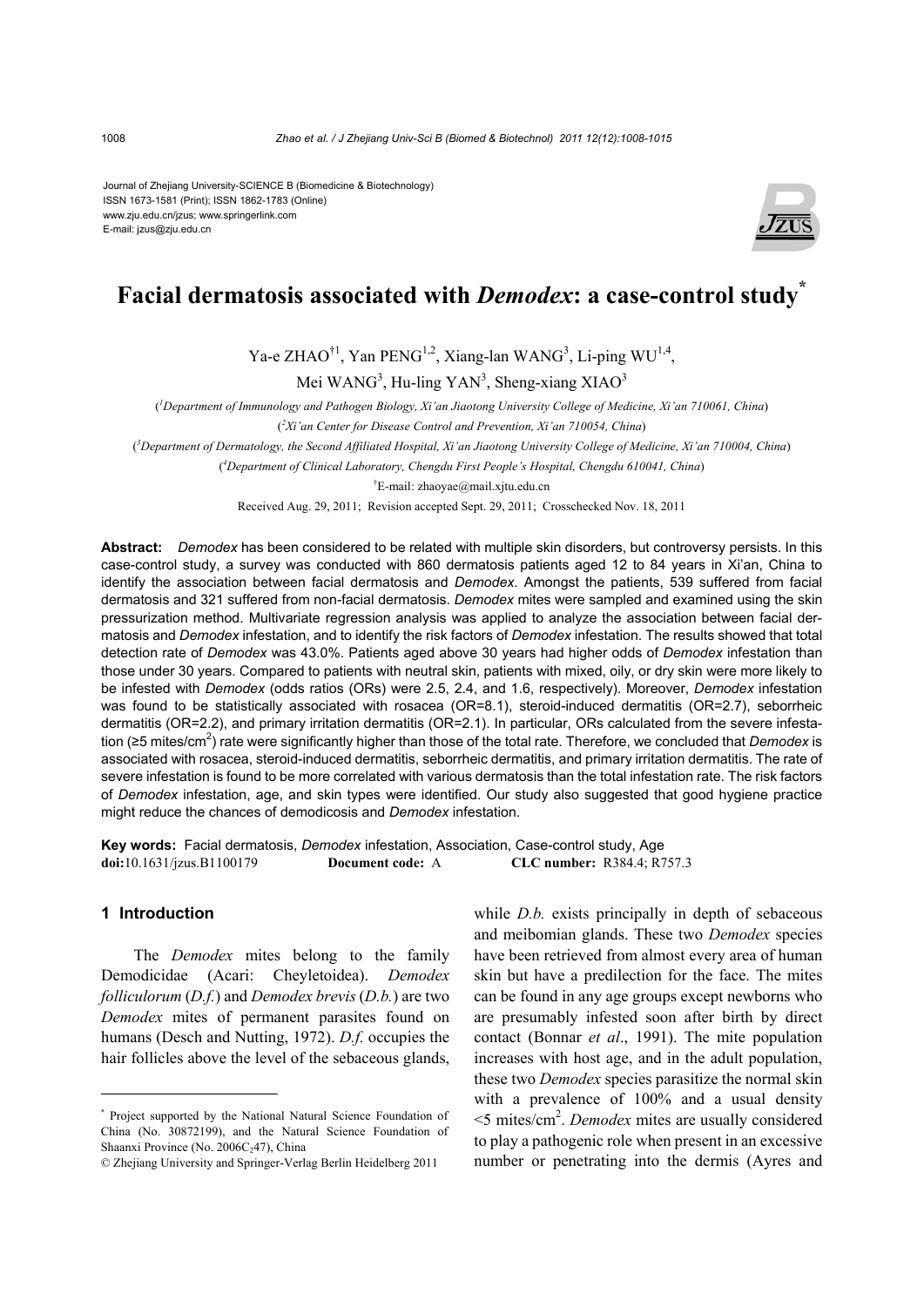Journal of Zhejiang University-SCIENCE B (Biomedicine & Biotechnology)
ISSN 1673-1581 (Print); ISSN 1862-1783 (Online)
www.zju.edu.cn/jzus; www.springerlink.com
E-mail: jzus@zju.edu.cn

# Facial dermatosis associated with *Demodex*: a case-control study*

Ya-e ZHAO[†1], Yan PENG[1,2], Xiang-lan WANG[3], Li-ping WU[1,4], Mei WANG[3], Hu-ling YAN[3], Sheng-xiang XIAO[3]

([1]*Department of Immunology and Pathogen Biology, Xi'an Jiaotong University College of Medicine, Xi'an 710061, China*)

([2]*Xi'an Center for Disease Control and Prevention, Xi'an 710054, China*)

([3]*Department of Dermatology, the Second Affiliated Hospital, Xi'an Jiaotong University College of Medicine, Xi'an 710004, China*)

([4]*Department of Clinical Laboratory, Chengdu First People's Hospital, Chengdu 610041, China*)

[†]E-mail: zhaoyae@mail.xjtu.edu.cn

Received Aug. 29, 2011; Revision accepted Sept. 29, 2011; Crosschecked Nov. 18, 2011

**Abstract:** *Demodex* has been considered to be related with multiple skin disorders, but controversy persists. In this case-control study, a survey was conducted with 860 dermatosis patients aged 12 to 84 years in Xi'an, China to identify the association between facial dermatosis and *Demodex*. Amongst the patients, 539 suffered from facial dermatosis and 321 suffered from non-facial dermatosis. *Demodex* mites were sampled and examined using the skin pressurization method. Multivariate regression analysis was applied to analyze the association between facial dermatosis and *Demodex* infestation, and to identify the risk factors of *Demodex* infestation. The results showed that total detection rate of *Demodex* was 43.0%. Patients aged above 30 years had higher odds of *Demodex* infestation than those under 30 years. Compared to patients with neutral skin, patients with mixed, oily, or dry skin were more likely to be infested with *Demodex* (odds ratios (ORs) were 2.5, 2.4, and 1.6, respectively). Moreover, *Demodex* infestation was found to be statistically associated with rosacea (OR=8.1), steroid-induced dermatitis (OR=2.7), seborrheic dermatitis (OR=2.2), and primary irritation dermatitis (OR=2.1). In particular, ORs calculated from the severe infestation (≥5 mites/cm$^2$) rate were significantly higher than those of the total rate. Therefore, we concluded that *Demodex* is associated with rosacea, steroid-induced dermatitis, seborrheic dermatitis, and primary irritation dermatitis. The rate of severe infestation is found to be more correlated with various dermatosis than the total infestation rate. The risk factors of *Demodex* infestation, age, and skin types were identified. Our study also suggested that good hygiene practice might reduce the chances of demodicosis and *Demodex* infestation.

**Key words:** Facial dermatosis, *Demodex* infestation, Association, Case-control study, Age
**doi:**10.1631/jzus.B1100179 **Document code:** A **CLC number:** R384.4; R757.3

## 1 Introduction

The *Demodex* mites belong to the family Demodicidae (Acari: Cheyletoidea). *Demodex folliculorum* (*D.f.*) and *Demodex brevis* (*D.b.*) are two *Demodex* mites of permanent parasites found on humans (Desch and Nutting, 1972). *D.f.* occupies the hair follicles above the level of the sebaceous glands, while *D.b.* exists principally in depth of sebaceous and meibomian glands. These two *Demodex* species have been retrieved from almost every area of human skin but have a predilection for the face. The mites can be found in any age groups except newborns who are presumably infested soon after birth by direct contact (Bonnar *et al*., 1991). The mite population increases with host age, and in the adult population, these two *Demodex* species parasitize the normal skin with a prevalence of 100% and a usual density <5 mites/cm$^2$. *Demodex* mites are usually considered to play a pathogenic role when present in an excessive number or penetrating into the dermis (Ayres and

---

\* Project supported by the National Natural Science Foundation of China (No. 30872199), and the Natural Science Foundation of Shaanxi Province (No. 2006C$_2$47), China

© Zhejiang University and Springer-Verlag Berlin Heidelberg 2011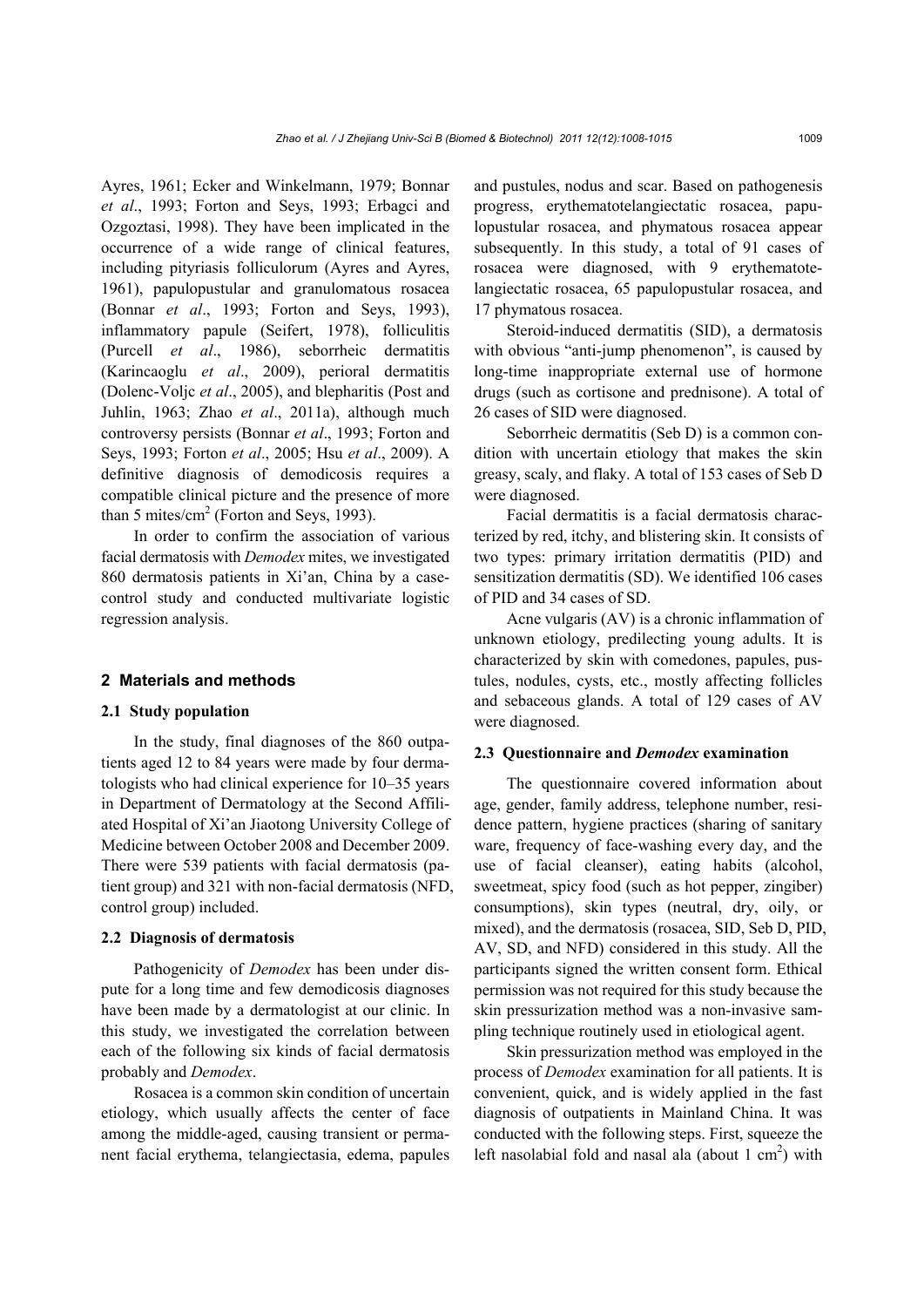Ayres, 1961; Ecker and Winkelmann, 1979; Bonnar *et al*., 1993; Forton and Seys, 1993; Erbagci and Ozgoztasi, 1998). They have been implicated in the occurrence of a wide range of clinical features, including pityriasis folliculorum (Ayres and Ayres, 1961), papulopustular and granulomatous rosacea (Bonnar *et al*., 1993; Forton and Seys, 1993), inflammatory papule (Seifert, 1978), folliculitis (Purcell *et al*., 1986), seborrheic dermatitis (Karincaoglu *et al*., 2009), perioral dermatitis (Dolenc-Voljc *et al*., 2005), and blepharitis (Post and Juhlin, 1963; Zhao *et al*., 2011a), although much controversy persists (Bonnar *et al*., 1993; Forton and Seys, 1993; Forton *et al*., 2005; Hsu *et al*., 2009). A definitive diagnosis of demodicosis requires a compatible clinical picture and the presence of more than 5 mites/cm$^2$ (Forton and Seys, 1993).

In order to confirm the association of various facial dermatosis with *Demodex* mites, we investigated 860 dermatosis patients in Xi'an, China by a case-control study and conducted multivariate logistic regression analysis.

## 2 Materials and methods

### 2.1 Study population

In the study, final diagnoses of the 860 outpatients aged 12 to 84 years were made by four dermatologists who had clinical experience for 10–35 years in Department of Dermatology at the Second Affiliated Hospital of Xi'an Jiaotong University College of Medicine between October 2008 and December 2009. There were 539 patients with facial dermatosis (patient group) and 321 with non-facial dermatosis (NFD, control group) included.

### 2.2 Diagnosis of dermatosis

Pathogenicity of *Demodex* has been under dispute for a long time and few demodicosis diagnoses have been made by a dermatologist at our clinic. In this study, we investigated the correlation between each of the following six kinds of facial dermatosis probably and *Demodex*.

Rosacea is a common skin condition of uncertain etiology, which usually affects the center of face among the middle-aged, causing transient or permanent facial erythema, telangiectasia, edema, papules and pustules, nodus and scar. Based on pathogenesis progress, erythematotelangiectatic rosacea, papulopustular rosacea, and phymatous rosacea appear subsequently. In this study, a total of 91 cases of rosacea were diagnosed, with 9 erythematotelangiectatic rosacea, 65 papulopustular rosacea, and 17 phymatous rosacea.

Steroid-induced dermatitis (SID), a dermatosis with obvious "anti-jump phenomenon", is caused by long-time inappropriate external use of hormone drugs (such as cortisone and prednisone). A total of 26 cases of SID were diagnosed.

Seborrheic dermatitis (Seb D) is a common condition with uncertain etiology that makes the skin greasy, scaly, and flaky. A total of 153 cases of Seb D were diagnosed.

Facial dermatitis is a facial dermatosis characterized by red, itchy, and blistering skin. It consists of two types: primary irritation dermatitis (PID) and sensitization dermatitis (SD). We identified 106 cases of PID and 34 cases of SD.

Acne vulgaris (AV) is a chronic inflammation of unknown etiology, predilecting young adults. It is characterized by skin with comedones, papules, pustules, nodules, cysts, etc., mostly affecting follicles and sebaceous glands. A total of 129 cases of AV were diagnosed.

### 2.3 Questionnaire and *Demodex* examination

The questionnaire covered information about age, gender, family address, telephone number, residence pattern, hygiene practices (sharing of sanitary ware, frequency of face-washing every day, and the use of facial cleanser), eating habits (alcohol, sweetmeat, spicy food (such as hot pepper, zingiber) consumptions), skin types (neutral, dry, oily, or mixed), and the dermatosis (rosacea, SID, Seb D, PID, AV, SD, and NFD) considered in this study. All the participants signed the written consent form. Ethical permission was not required for this study because the skin pressurization method was a non-invasive sampling technique routinely used in etiological agent.

Skin pressurization method was employed in the process of *Demodex* examination for all patients. It is convenient, quick, and is widely applied in the fast diagnosis of outpatients in Mainland China. It was conducted with the following steps. First, squeeze the left nasolabial fold and nasal ala (about 1 cm$^2$) with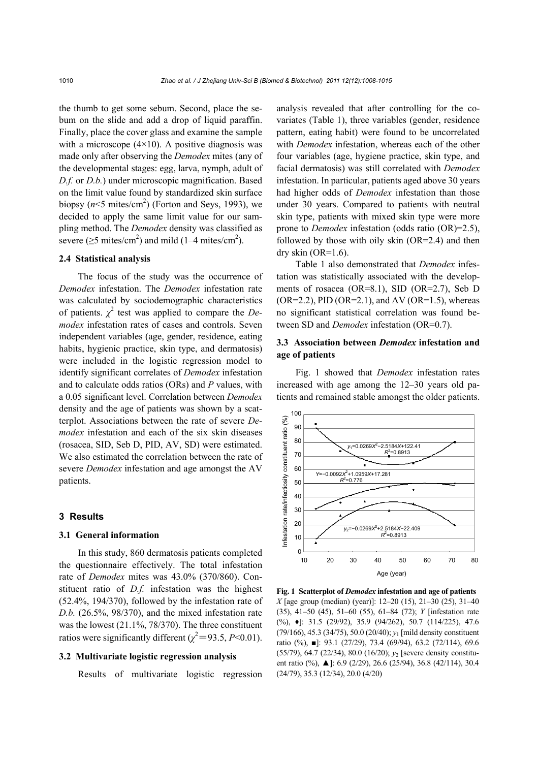the thumb to get some sebum. Second, place the sebum on the slide and add a drop of liquid paraffin. Finally, place the cover glass and examine the sample with a microscope (4×10). A positive diagnosis was made only after observing the *Demodex* mites (any of the developmental stages: egg, larva, nymph, adult of *D.f.* or *D.b.*) under microscopic magnification. Based on the limit value found by standardized skin surface biopsy ($n$<5 mites/cm$^2$) (Forton and Seys, 1993), we decided to apply the same limit value for our sampling method. The *Demodex* density was classified as severe (≥5 mites/cm$^2$) and mild (1–4 mites/cm$^2$).

### 2.4 Statistical analysis

The focus of the study was the occurrence of *Demodex* infestation. The *Demodex* infestation rate was calculated by sociodemographic characteristics of patients. $\chi^2$ test was applied to compare the *Demodex* infestation rates of cases and controls. Seven independent variables (age, gender, residence, eating habits, hygienic practice, skin type, and dermatosis) were included in the logistic regression model to identify significant correlates of *Demodex* infestation and to calculate odds ratios (ORs) and $P$ values, with a 0.05 significant level. Correlation between *Demodex* density and the age of patients was shown by a scatterplot. Associations between the rate of severe *Demodex* infestation and each of the six skin diseases (rosacea, SID, Seb D, PID, AV, SD) were estimated. We also estimated the correlation between the rate of severe *Demodex* infestation and age amongst the AV patients.

## 3 Results

### 3.1 General information

In this study, 860 dermatosis patients completed the questionnaire effectively. The total infestation rate of *Demodex* mites was 43.0% (370/860). Constituent ratio of *D.f.* infestation was the highest (52.4%, 194/370), followed by the infestation rate of *D.b.* (26.5%, 98/370), and the mixed infestation rate was the lowest (21.1%, 78/370). The three constituent ratios were significantly different ($\chi^2$=93.5, $P$<0.01).

### 3.2 Multivariate logistic regression analysis

Results of multivariate logistic regression analysis revealed that after controlling for the covariates (Table 1), three variables (gender, residence pattern, eating habit) were found to be uncorrelated with *Demodex* infestation, whereas each of the other four variables (age, hygiene practice, skin type, and facial dermatosis) was still correlated with *Demodex* infestation. In particular, patients aged above 30 years had higher odds of *Demodex* infestation than those under 30 years. Compared to patients with neutral skin type, patients with mixed skin type were more prone to *Demodex* infestation (odds ratio (OR)=2.5), followed by those with oily skin (OR=2.4) and then dry skin (OR=1.6).

Table 1 also demonstrated that *Demodex* infestation was statistically associated with the developments of rosacea (OR=8.1), SID (OR=2.7), Seb D (OR=2.2), PID (OR=2.1), and AV (OR=1.5), whereas no significant statistical correlation was found between SD and *Demodex* infestation (OR=0.7).

### 3.3 Association between *Demodex* infestation and age of patients

Fig. 1 showed that *Demodex* infestation rates increased with age among the 12–30 years old patients and remained stable amongst the older patients.

**Fig. 1 Scatterplot of *Demodex* infestation and age of patients**
$X$ [age group (median) (year)]: 12–20 (15), 21–30 (25), 31–40 (35), 41–50 (45), 51–60 (55), 61–84 (72); $Y$ [infestation rate (%), ♦]: 31.5 (29/92), 35.9 (94/262), 50.7 (114/225), 47.6 (79/166), 45.3 (34/75), 50.0 (20/40); $y_1$ [mild density constituent ratio (%), ■]: 93.1 (27/29), 73.4 (69/94), 63.2 (72/114), 69.6 (55/79), 64.7 (22/34), 80.0 (16/20); $y_2$ [severe density constituent ratio (%), ▲]: 6.9 (2/29), 26.6 (25/94), 36.8 (42/114), 30.4 (24/79), 35.3 (12/34), 20.0 (4/20)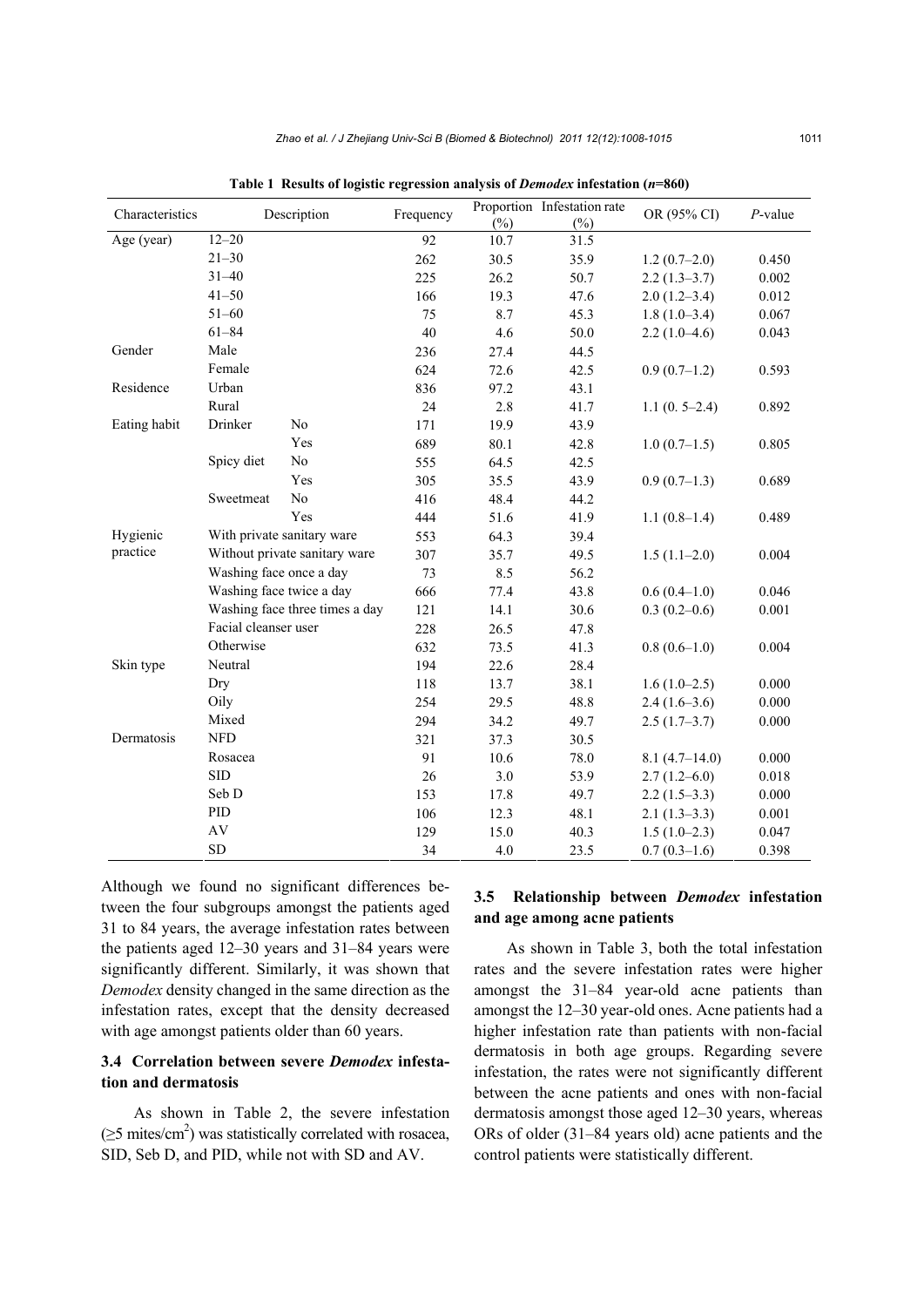**Table 1 Results of logistic regression analysis of *Demodex* infestation ($n$=860)**

| Characteristics | Description | | Frequency | Proportion (%) | Infestation rate (%) | OR (95% CI) | $P$-value |
|---|---|---|---|---|---|---|---|
| Age (year) | 12–20 | | 92 | 10.7 | 31.5 | | |
| | 21–30 | | 262 | 30.5 | 35.9 | 1.2 (0.7–2.0) | 0.450 |
| | 31–40 | | 225 | 26.2 | 50.7 | 2.2 (1.3–3.7) | 0.002 |
| | 41–50 | | 166 | 19.3 | 47.6 | 2.0 (1.2–3.4) | 0.012 |
| | 51–60 | | 75 | 8.7 | 45.3 | 1.8 (1.0–3.4) | 0.067 |
| | 61–84 | | 40 | 4.6 | 50.0 | 2.2 (1.0–4.6) | 0.043 |
| Gender | Male | | 236 | 27.4 | 44.5 | | |
| | Female | | 624 | 72.6 | 42.5 | 0.9 (0.7–1.2) | 0.593 |
| Residence | Urban | | 836 | 97.2 | 43.1 | | |
| | Rural | | 24 | 2.8 | 41.7 | 1.1 (0. 5–2.4) | 0.892 |
| Eating habit | Drinker | No | 171 | 19.9 | 43.9 | | |
| | | Yes | 689 | 80.1 | 42.8 | 1.0 (0.7–1.5) | 0.805 |
| | Spicy diet | No | 555 | 64.5 | 42.5 | | |
| | | Yes | 305 | 35.5 | 43.9 | 0.9 (0.7–1.3) | 0.689 |
| | Sweetmeat | No | 416 | 48.4 | 44.2 | | |
| | | Yes | 444 | 51.6 | 41.9 | 1.1 (0.8–1.4) | 0.489 |
| Hygienic practice | With private sanitary ware | | 553 | 64.3 | 39.4 | | |
| | Without private sanitary ware | | 307 | 35.7 | 49.5 | 1.5 (1.1–2.0) | 0.004 |
| | Washing face once a day | | 73 | 8.5 | 56.2 | | |
| | Washing face twice a day | | 666 | 77.4 | 43.8 | 0.6 (0.4–1.0) | 0.046 |
| | Washing face three times a day | | 121 | 14.1 | 30.6 | 0.3 (0.2–0.6) | 0.001 |
| | Facial cleanser user | | 228 | 26.5 | 47.8 | | |
| | Otherwise | | 632 | 73.5 | 41.3 | 0.8 (0.6–1.0) | 0.004 |
| Skin type | Neutral | | 194 | 22.6 | 28.4 | | |
| | Dry | | 118 | 13.7 | 38.1 | 1.6 (1.0–2.5) | 0.000 |
| | Oily | | 254 | 29.5 | 48.8 | 2.4 (1.6–3.6) | 0.000 |
| | Mixed | | 294 | 34.2 | 49.7 | 2.5 (1.7–3.7) | 0.000 |
| Dermatosis | NFD | | 321 | 37.3 | 30.5 | | |
| | Rosacea | | 91 | 10.6 | 78.0 | 8.1 (4.7–14.0) | 0.000 |
| | SID | | 26 | 3.0 | 53.9 | 2.7 (1.2–6.0) | 0.018 |
| | Seb D | | 153 | 17.8 | 49.7 | 2.2 (1.5–3.3) | 0.000 |
| | PID | | 106 | 12.3 | 48.1 | 2.1 (1.3–3.3) | 0.001 |
| | AV | | 129 | 15.0 | 40.3 | 1.5 (1.0–2.3) | 0.047 |
| | SD | | 34 | 4.0 | 23.5 | 0.7 (0.3–1.6) | 0.398 |

Although we found no significant differences between the four subgroups amongst the patients aged 31 to 84 years, the average infestation rates between the patients aged 12–30 years and 31–84 years were significantly different. Similarly, it was shown that *Demodex* density changed in the same direction as the infestation rates, except that the density decreased with age amongst patients older than 60 years.

### 3.4 Correlation between severe *Demodex* infestation and dermatosis

As shown in Table 2, the severe infestation ($\geq$5 mites/cm$^2$) was statistically correlated with rosacea, SID, Seb D, and PID, while not with SD and AV.

### 3.5 Relationship between *Demodex* infestation and age among acne patients

As shown in Table 3, both the total infestation rates and the severe infestation rates were higher amongst the 31–84 year-old acne patients than amongst the 12–30 year-old ones. Acne patients had a higher infestation rate than patients with non-facial dermatosis in both age groups. Regarding severe infestation, the rates were not significantly different between the acne patients and ones with non-facial dermatosis amongst those aged 12–30 years, whereas ORs of older (31–84 years old) acne patients and the control patients were statistically different.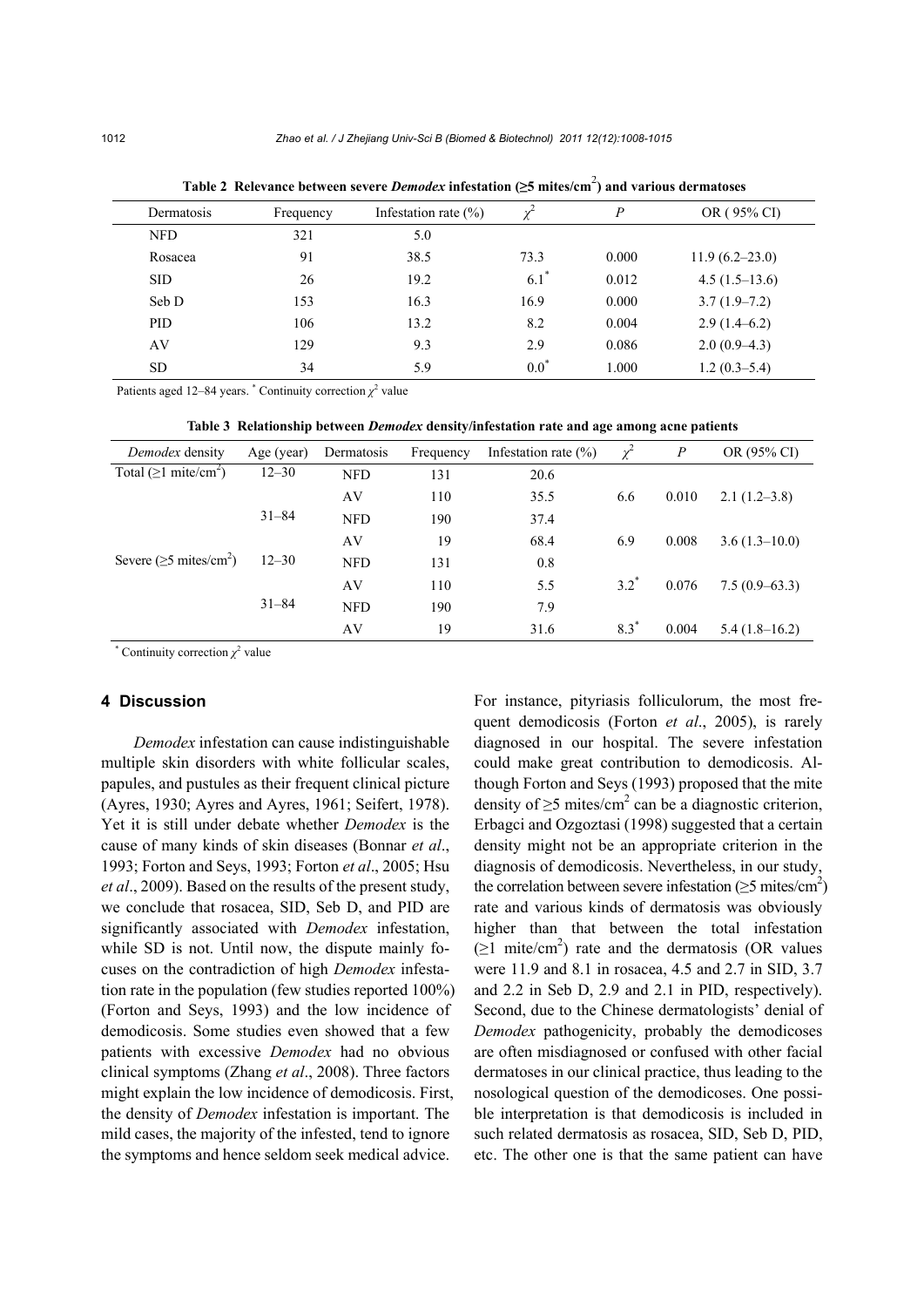**Table 2 Relevance between severe *Demodex* infestation (≥5 mites/cm$^2$) and various dermatoses**

| Dermatosis | Frequency | Infestation rate (%) | $\chi^2$ | $P$ | OR ( 95% CI) |
|---|---|---|---|---|---|
| NFD | 321 | 5.0 | | | |
| Rosacea | 91 | 38.5 | 73.3 | 0.000 | 11.9 (6.2–23.0) |
| SID | 26 | 19.2 | 6.1* | 0.012 | 4.5 (1.5–13.6) |
| Seb D | 153 | 16.3 | 16.9 | 0.000 | 3.7 (1.9–7.2) |
| PID | 106 | 13.2 | 8.2 | 0.004 | 2.9 (1.4–6.2) |
| AV | 129 | 9.3 | 2.9 | 0.086 | 2.0 (0.9–4.3) |
| SD | 34 | 5.9 | 0.0* | 1.000 | 1.2 (0.3–5.4) |

Patients aged 12–84 years. * Continuity correction $\chi^2$ value

**Table 3 Relationship between *Demodex* density/infestation rate and age among acne patients**

| *Demodex* density | Age (year) | Dermatosis | Frequency | Infestation rate (%) | $\chi^2$ | $P$ | OR (95% CI) |
|---|---|---|---|---|---|---|---|
| Total (≥1 mite/cm$^2$) | 12–30 | NFD | 131 | 20.6 | | | |
| | | AV | 110 | 35.5 | 6.6 | 0.010 | 2.1 (1.2–3.8) |
| | 31–84 | NFD | 190 | 37.4 | | | |
| | | AV | 19 | 68.4 | 6.9 | 0.008 | 3.6 (1.3–10.0) |
| Severe (≥5 mites/cm$^2$) | 12–30 | NFD | 131 | 0.8 | | | |
| | | AV | 110 | 5.5 | 3.2* | 0.076 | 7.5 (0.9–63.3) |
| | 31–84 | NFD | 190 | 7.9 | | | |
| | | AV | 19 | 31.6 | 8.3* | 0.004 | 5.4 (1.8–16.2) |

* Continuity correction $\chi^2$ value

## 4 Discussion

*Demodex* infestation can cause indistinguishable multiple skin disorders with white follicular scales, papules, and pustules as their frequent clinical picture (Ayres, 1930; Ayres and Ayres, 1961; Seifert, 1978). Yet it is still under debate whether *Demodex* is the cause of many kinds of skin diseases (Bonnar *et al*., 1993; Forton and Seys, 1993; Forton *et al*., 2005; Hsu *et al*., 2009). Based on the results of the present study, we conclude that rosacea, SID, Seb D, and PID are significantly associated with *Demodex* infestation, while SD is not. Until now, the dispute mainly focuses on the contradiction of high *Demodex* infestation rate in the population (few studies reported 100%) (Forton and Seys, 1993) and the low incidence of demodicosis. Some studies even showed that a few patients with excessive *Demodex* had no obvious clinical symptoms (Zhang *et al*., 2008). Three factors might explain the low incidence of demodicosis. First, the density of *Demodex* infestation is important. The mild cases, the majority of the infested, tend to ignore the symptoms and hence seldom seek medical advice. For instance, pityriasis folliculorum, the most frequent demodicosis (Forton *et al*., 2005), is rarely diagnosed in our hospital. The severe infestation could make great contribution to demodicosis. Although Forton and Seys (1993) proposed that the mite density of ≥5 mites/cm$^2$ can be a diagnostic criterion, Erbagci and Ozgoztasi (1998) suggested that a certain density might not be an appropriate criterion in the diagnosis of demodicosis. Nevertheless, in our study, the correlation between severe infestation (≥5 mites/cm$^2$) rate and various kinds of dermatosis was obviously higher than that between the total infestation (≥1 mite/cm$^2$) rate and the dermatosis (OR values were 11.9 and 8.1 in rosacea, 4.5 and 2.7 in SID, 3.7 and 2.2 in Seb D, 2.9 and 2.1 in PID, respectively). Second, due to the Chinese dermatologists' denial of *Demodex* pathogenicity, probably the demodicoses are often misdiagnosed or confused with other facial dermatoses in our clinical practice, thus leading to the nosological question of the demodicoses. One possible interpretation is that demodicosis is included in such related dermatosis as rosacea, SID, Seb D, PID, etc. The other one is that the same patient can have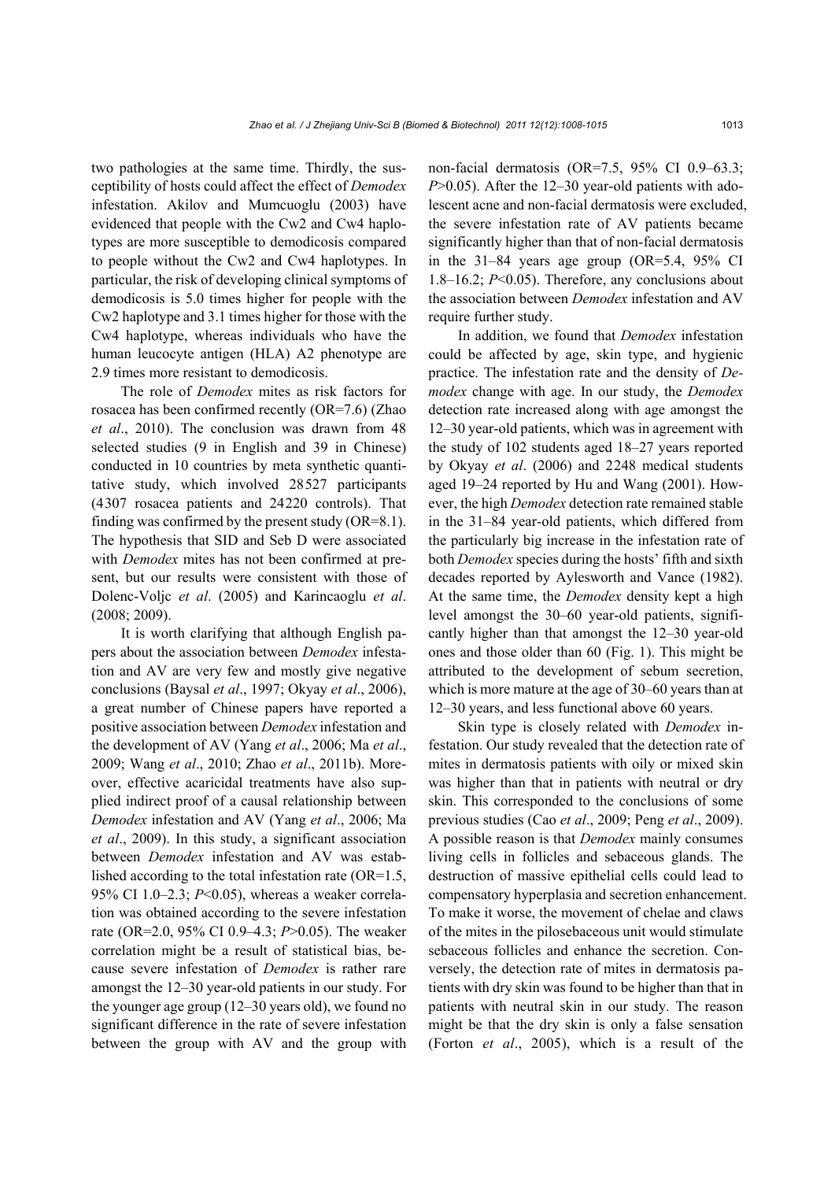two pathologies at the same time. Thirdly, the susceptibility of hosts could affect the effect of *Demodex* infestation. Akilov and Mumcuoglu (2003) have evidenced that people with the Cw2 and Cw4 haplotypes are more susceptible to demodicosis compared to people without the Cw2 and Cw4 haplotypes. In particular, the risk of developing clinical symptoms of demodicosis is 5.0 times higher for people with the Cw2 haplotype and 3.1 times higher for those with the Cw4 haplotype, whereas individuals who have the human leucocyte antigen (HLA) A2 phenotype are 2.9 times more resistant to demodicosis.

The role of *Demodex* mites as risk factors for rosacea has been confirmed recently (OR=7.6) (Zhao *et al*., 2010). The conclusion was drawn from 48 selected studies (9 in English and 39 in Chinese) conducted in 10 countries by meta synthetic quantitative study, which involved 28527 participants (4307 rosacea patients and 24220 controls). That finding was confirmed by the present study (OR=8.1). The hypothesis that SID and Seb D were associated with *Demodex* mites has not been confirmed at present, but our results were consistent with those of Dolenc-Voljc *et al*. (2005) and Karincaoglu *et al*. (2008; 2009).

It is worth clarifying that although English papers about the association between *Demodex* infestation and AV are very few and mostly give negative conclusions (Baysal *et al*., 1997; Okyay *et al*., 2006), a great number of Chinese papers have reported a positive association between *Demodex* infestation and the development of AV (Yang *et al*., 2006; Ma *et al*., 2009; Wang *et al*., 2010; Zhao *et al*., 2011b). Moreover, effective acaricidal treatments have also supplied indirect proof of a causal relationship between *Demodex* infestation and AV (Yang *et al*., 2006; Ma *et al*., 2009). In this study, a significant association between *Demodex* infestation and AV was established according to the total infestation rate (OR=1.5, 95% CI 1.0–2.3; $P<0.05$), whereas a weaker correlation was obtained according to the severe infestation rate (OR=2.0, 95% CI 0.9–4.3; $P>0.05$). The weaker correlation might be a result of statistical bias, because severe infestation of *Demodex* is rather rare amongst the 12–30 year-old patients in our study. For the younger age group (12–30 years old), we found no significant difference in the rate of severe infestation between the group with AV and the group with non-facial dermatosis (OR=7.5, 95% CI 0.9–63.3; $P>0.05$). After the 12–30 year-old patients with adolescent acne and non-facial dermatosis were excluded, the severe infestation rate of AV patients became significantly higher than that of non-facial dermatosis in the 31–84 years age group (OR=5.4, 95% CI 1.8–16.2; $P<0.05$). Therefore, any conclusions about the association between *Demodex* infestation and AV require further study.

In addition, we found that *Demodex* infestation could be affected by age, skin type, and hygienic practice. The infestation rate and the density of *Demodex* change with age. In our study, the *Demodex* detection rate increased along with age amongst the 12–30 year-old patients, which was in agreement with the study of 102 students aged 18–27 years reported by Okyay *et al*. (2006) and 2248 medical students aged 19–24 reported by Hu and Wang (2001). However, the high *Demodex* detection rate remained stable in the 31–84 year-old patients, which differed from the particularly big increase in the infestation rate of both *Demodex* species during the hosts' fifth and sixth decades reported by Aylesworth and Vance (1982). At the same time, the *Demodex* density kept a high level amongst the 30–60 year-old patients, significantly higher than that amongst the 12–30 year-old ones and those older than 60 (Fig. 1). This might be attributed to the development of sebum secretion, which is more mature at the age of 30–60 years than at 12–30 years, and less functional above 60 years.

Skin type is closely related with *Demodex* infestation. Our study revealed that the detection rate of mites in dermatosis patients with oily or mixed skin was higher than that in patients with neutral or dry skin. This corresponded to the conclusions of some previous studies (Cao *et al*., 2009; Peng *et al*., 2009). A possible reason is that *Demodex* mainly consumes living cells in follicles and sebaceous glands. The destruction of massive epithelial cells could lead to compensatory hyperplasia and secretion enhancement. To make it worse, the movement of chelae and claws of the mites in the pilosebaceous unit would stimulate sebaceous follicles and enhance the secretion. Conversely, the detection rate of mites in dermatosis patients with dry skin was found to be higher than that in patients with neutral skin in our study. The reason might be that the dry skin is only a false sensation (Forton *et al*., 2005), which is a result of the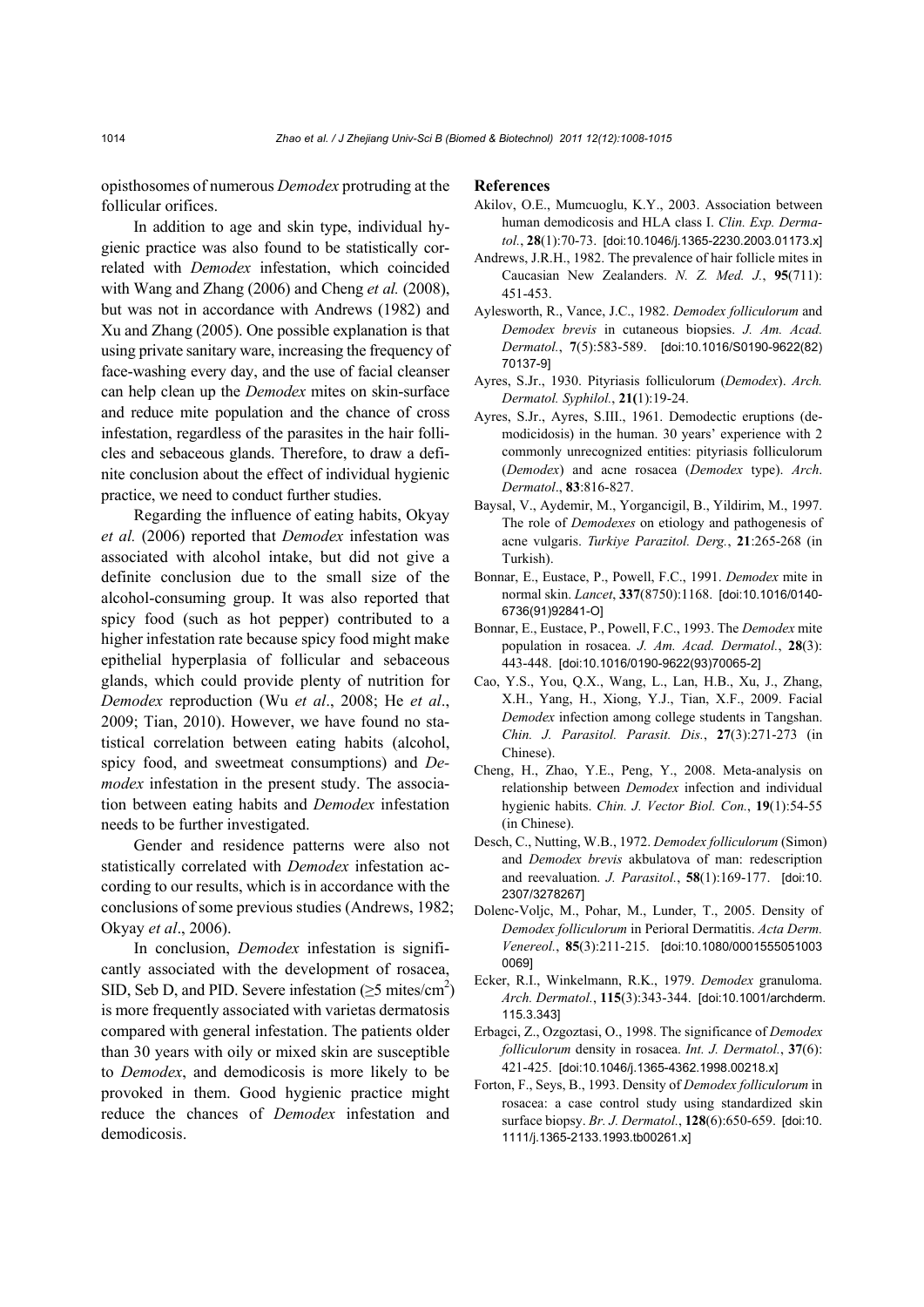opisthosomes of numerous *Demodex* protruding at the follicular orifices.

In addition to age and skin type, individual hygienic practice was also found to be statistically correlated with *Demodex* infestation, which coincided with Wang and Zhang (2006) and Cheng *et al.* (2008), but was not in accordance with Andrews (1982) and Xu and Zhang (2005). One possible explanation is that using private sanitary ware, increasing the frequency of face-washing every day, and the use of facial cleanser can help clean up the *Demodex* mites on skin-surface and reduce mite population and the chance of cross infestation, regardless of the parasites in the hair follicles and sebaceous glands. Therefore, to draw a definite conclusion about the effect of individual hygienic practice, we need to conduct further studies.

Regarding the influence of eating habits, Okyay *et al.* (2006) reported that *Demodex* infestation was associated with alcohol intake, but did not give a definite conclusion due to the small size of the alcohol-consuming group. It was also reported that spicy food (such as hot pepper) contributed to a higher infestation rate because spicy food might make epithelial hyperplasia of follicular and sebaceous glands, which could provide plenty of nutrition for *Demodex* reproduction (Wu *et al*., 2008; He *et al*., 2009; Tian, 2010). However, we have found no statistical correlation between eating habits (alcohol, spicy food, and sweetmeat consumptions) and *Demodex* infestation in the present study. The association between eating habits and *Demodex* infestation needs to be further investigated.

Gender and residence patterns were also not statistically correlated with *Demodex* infestation according to our results, which is in accordance with the conclusions of some previous studies (Andrews, 1982; Okyay *et al*., 2006).

In conclusion, *Demodex* infestation is significantly associated with the development of rosacea, SID, Seb D, and PID. Severe infestation ($\geq$5 mites/cm$^2$) is more frequently associated with varietas dermatosis compared with general infestation. The patients older than 30 years with oily or mixed skin are susceptible to *Demodex*, and demodicosis is more likely to be provoked in them. Good hygienic practice might reduce the chances of *Demodex* infestation and demodicosis.

## References

Akilov, O.E., Mumcuoglu, K.Y., 2003. Association between human demodicosis and HLA class I. *Clin. Exp. Dermatol.*, **28**(1):70-73. [doi:10.1046/j.1365-2230.2003.01173.x]

Andrews, J.R.H., 1982. The prevalence of hair follicle mites in Caucasian New Zealanders. *N. Z. Med. J.*, **95**(711): 451-453.

Aylesworth, R., Vance, J.C., 1982. *Demodex folliculorum* and *Demodex brevis* in cutaneous biopsies. *J. Am. Acad. Dermatol.*, **7**(5):583-589. [doi:10.1016/S0190-9622(82)70137-9]

Ayres, S.Jr., 1930. Pityriasis folliculorum (*Demodex*). *Arch. Dermatol. Syphilol.*, **21(**1):19-24.

Ayres, S.Jr., Ayres, S.III., 1961. Demodectic eruptions (demodicidosis) in the human. 30 years' experience with 2 commonly unrecognized entities: pityriasis folliculorum (*Demodex*) and acne rosacea (*Demodex* type). *Arch. Dermatol*., **83**:816-827.

Baysal, V., Aydemir, M., Yorgancigil, B., Yildirim, M., 1997. The role of *Demodexes* on etiology and pathogenesis of acne vulgaris. *Turkiye Parazitol. Derg.*, **21**:265-268 (in Turkish).

Bonnar, E., Eustace, P., Powell, F.C., 1991. *Demodex* mite in normal skin. *Lancet*, **337**(8750):1168. [doi:10.1016/0140-6736(91)92841-O]

Bonnar, E., Eustace, P., Powell, F.C., 1993. The *Demodex* mite population in rosacea. *J. Am. Acad. Dermatol.*, **28**(3): 443-448. [doi:10.1016/0190-9622(93)70065-2]

Cao, Y.S., You, Q.X., Wang, L., Lan, H.B., Xu, J., Zhang, X.H., Yang, H., Xiong, Y.J., Tian, X.F., 2009. Facial *Demodex* infection among college students in Tangshan. *Chin. J. Parasitol. Parasit. Dis.*, **27**(3):271-273 (in Chinese).

Cheng, H., Zhao, Y.E., Peng, Y., 2008. Meta-analysis on relationship between *Demodex* infection and individual hygienic habits. *Chin. J. Vector Biol. Con.*, **19**(1):54-55 (in Chinese).

Desch, C., Nutting, W.B., 1972. *Demodex folliculorum* (Simon) and *Demodex brevis* akbulatova of man: redescription and reevaluation. *J. Parasitol.*, **58**(1):169-177. [doi:10.2307/3278267]

Dolenc-Voljc, M., Pohar, M., Lunder, T., 2005. Density of *Demodex folliculorum* in Perioral Dermatitis. *Acta Derm. Venereol.*, **85**(3):211-215. [doi:10.1080/00015550510030069]

Ecker, R.I., Winkelmann, R.K., 1979. *Demodex* granuloma. *Arch. Dermatol.*, **115**(3):343-344. [doi:10.1001/archderm.115.3.343]

Erbagci, Z., Ozgoztasi, O., 1998. The significance of *Demodex folliculorum* density in rosacea. *Int. J. Dermatol.*, **37**(6): 421-425. [doi:10.1046/j.1365-4362.1998.00218.x]

Forton, F., Seys, B., 1993. Density of *Demodex folliculorum* in rosacea: a case control study using standardized skin surface biopsy. *Br. J. Dermatol.*, **128**(6):650-659. [doi:10.1111/j.1365-2133.1993.tb00261.x]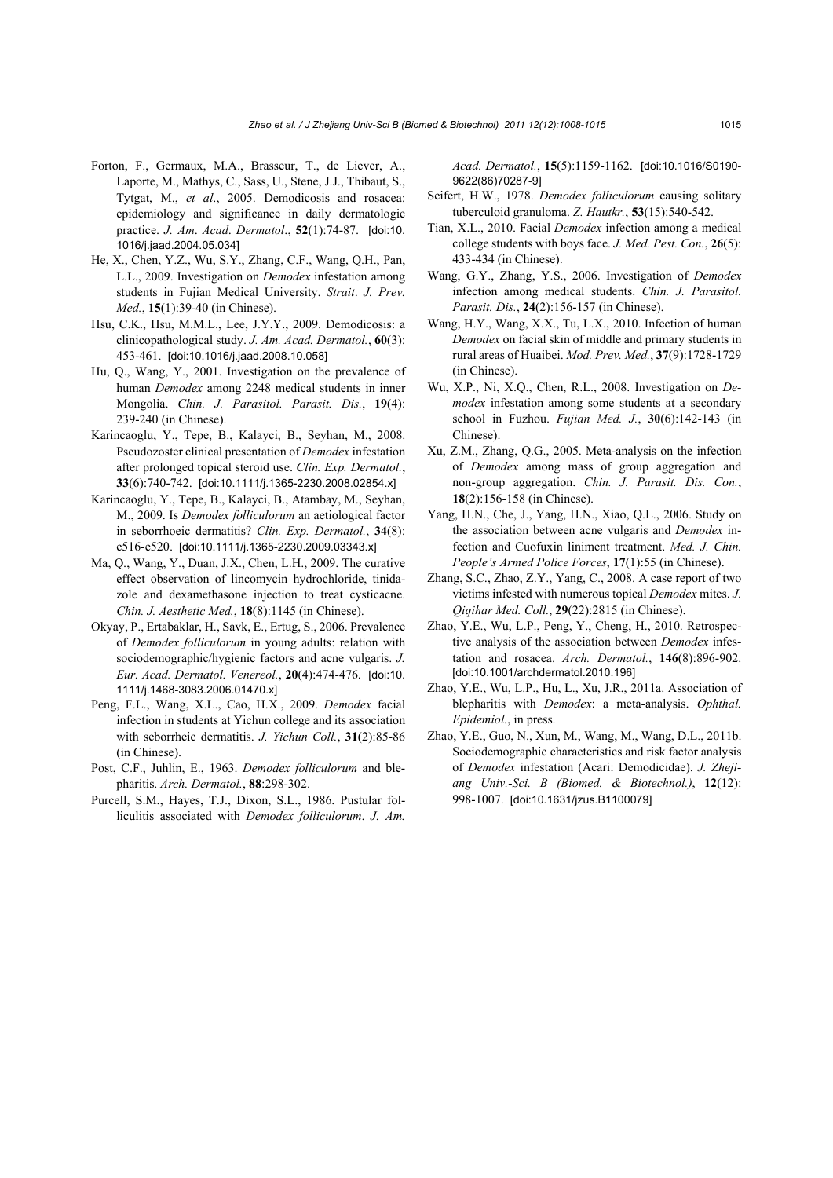Forton, F., Germaux, M.A., Brasseur, T., de Liever, A., Laporte, M., Mathys, C., Sass, U., Stene, J.J., Thibaut, S., Tytgat, M., *et al*., 2005. Demodicosis and rosacea: epidemiology and significance in daily dermatologic practice. *J. Am. Acad. Dermatol*., **52**(1):74-87. [doi:10.1016/j.jaad.2004.05.034]

He, X., Chen, Y.Z., Wu, S.Y., Zhang, C.F., Wang, Q.H., Pan, L.L., 2009. Investigation on *Demodex* infestation among students in Fujian Medical University. *Strait. J. Prev. Med.*, **15**(1):39-40 (in Chinese).

Hsu, C.K., Hsu, M.M.L., Lee, J.Y.Y., 2009. Demodicosis: a clinicopathological study. *J. Am. Acad. Dermatol.*, **60**(3): 453-461. [doi:10.1016/j.jaad.2008.10.058]

Hu, Q., Wang, Y., 2001. Investigation on the prevalence of human *Demodex* among 2248 medical students in inner Mongolia. *Chin. J. Parasitol. Parasit. Dis.*, **19**(4): 239-240 (in Chinese).

Karincaoglu, Y., Tepe, B., Kalayci, B., Seyhan, M., 2008. Pseudozoster clinical presentation of *Demodex* infestation after prolonged topical steroid use. *Clin. Exp. Dermatol.*, **33**(6):740-742. [doi:10.1111/j.1365-2230.2008.02854.x]

Karincaoglu, Y., Tepe, B., Kalayci, B., Atambay, M., Seyhan, M., 2009. Is *Demodex folliculorum* an aetiological factor in seborrhoeic dermatitis? *Clin. Exp. Dermatol.*, **34**(8): e516-e520. [doi:10.1111/j.1365-2230.2009.03343.x]

Ma, Q., Wang, Y., Duan, J.X., Chen, L.H., 2009. The curative effect observation of lincomycin hydrochloride, tinidazole and dexamethasone injection to treat cysticacne. *Chin. J. Aesthetic Med.*, **18**(8):1145 (in Chinese).

Okyay, P., Ertabaklar, H., Savk, E., Ertug, S., 2006. Prevalence of *Demodex folliculorum* in young adults: relation with sociodemographic/hygienic factors and acne vulgaris. *J. Eur. Acad. Dermatol. Venereol.*, **20**(4):474-476. [doi:10.1111/j.1468-3083.2006.01470.x]

Peng, F.L., Wang, X.L., Cao, H.X., 2009. *Demodex* facial infection in students at Yichun college and its association with seborrheic dermatitis. *J. Yichun Coll.*, **31**(2):85-86 (in Chinese).

Post, C.F., Juhlin, E., 1963. *Demodex folliculorum* and blepharitis. *Arch. Dermatol.*, **88**:298-302.

Purcell, S.M., Hayes, T.J., Dixon, S.L., 1986. Pustular folliculitis associated with *Demodex folliculorum*. *J. Am. Acad. Dermatol.*, **15**(5):1159-1162. [doi:10.1016/S0190-9622(86)70287-9]

Seifert, H.W., 1978. *Demodex folliculorum* causing solitary tuberculoid granuloma. *Z. Hautkr.*, **53**(15):540-542.

Tian, X.L., 2010. Facial *Demodex* infection among a medical college students with boys face. *J. Med. Pest. Con.*, **26**(5): 433-434 (in Chinese).

Wang, G.Y., Zhang, Y.S., 2006. Investigation of *Demodex* infection among medical students. *Chin. J. Parasitol. Parasit. Dis.*, **24**(2):156-157 (in Chinese).

Wang, H.Y., Wang, X.X., Tu, L.X., 2010. Infection of human *Demodex* on facial skin of middle and primary students in rural areas of Huaibei. *Mod. Prev. Med.*, **37**(9):1728-1729 (in Chinese).

Wu, X.P., Ni, X.Q., Chen, R.L., 2008. Investigation on *Demodex* infestation among some students at a secondary school in Fuzhou. *Fujian Med. J.*, **30**(6):142-143 (in Chinese).

Xu, Z.M., Zhang, Q.G., 2005. Meta-analysis on the infection of *Demodex* among mass of group aggregation and non-group aggregation. *Chin. J. Parasit. Dis. Con.*, **18**(2):156-158 (in Chinese).

Yang, H.N., Che, J., Yang, H.N., Xiao, Q.L., 2006. Study on the association between acne vulgaris and *Demodex* infection and Cuofuxin liniment treatment. *Med. J. Chin. People's Armed Police Forces*, **17**(1):55 (in Chinese).

Zhang, S.C., Zhao, Z.Y., Yang, C., 2008. A case report of two victims infested with numerous topical *Demodex* mites. *J. Qiqihar Med. Coll.*, **29**(22):2815 (in Chinese).

Zhao, Y.E., Wu, L.P., Peng, Y., Cheng, H., 2010. Retrospective analysis of the association between *Demodex* infestation and rosacea. *Arch. Dermatol.*, **146**(8):896-902. [doi:10.1001/archdermatol.2010.196]

Zhao, Y.E., Wu, L.P., Hu, L., Xu, J.R., 2011a. Association of blepharitis with *Demodex*: a meta-analysis. *Ophthal. Epidemiol.*, in press.

Zhao, Y.E., Guo, N., Xun, M., Wang, M., Wang, D.L., 2011b. Sociodemographic characteristics and risk factor analysis of *Demodex* infestation (Acari: Demodicidae). *J. Zhejiang Univ.-Sci. B (Biomed. & Biotechnol.)*, **12**(12): 998-1007. [doi:10.1631/jzus.B1100079]